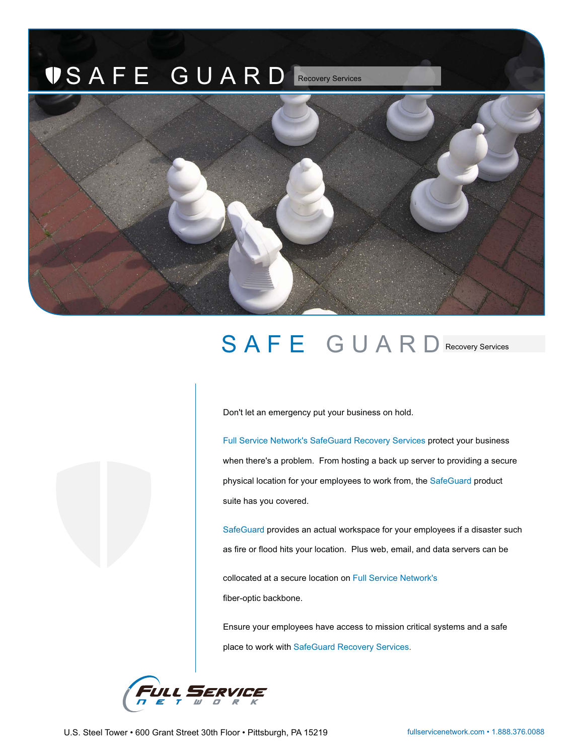# SAFE GUARD Recovery Services

## SAFE GUARD Recovery Services

Don't let an emergency put your business on hold.

Full Service Network's SafeGuard Recovery Services protect your business when there's a problem. From hosting a back up server to providing a secure physical location for your employees to work from, the SafeGuard product suite has you covered.

SafeGuard provides an actual workspace for your employees if a disaster such as fire or flood hits your location. Plus web, email, and data servers can be collocated at a secure location on Full Service Network's fiber-optic backbone.

Ensure your employees have access to mission critical systems and a safe place to work with SafeGuard Recovery Services.

FULL SERVICE NETWORK

U.S. Steel Tower • 600 Grant Street 30th Floor • Pittsburgh, PA 15219

fullservicenetwork.com • 1.888.376.0088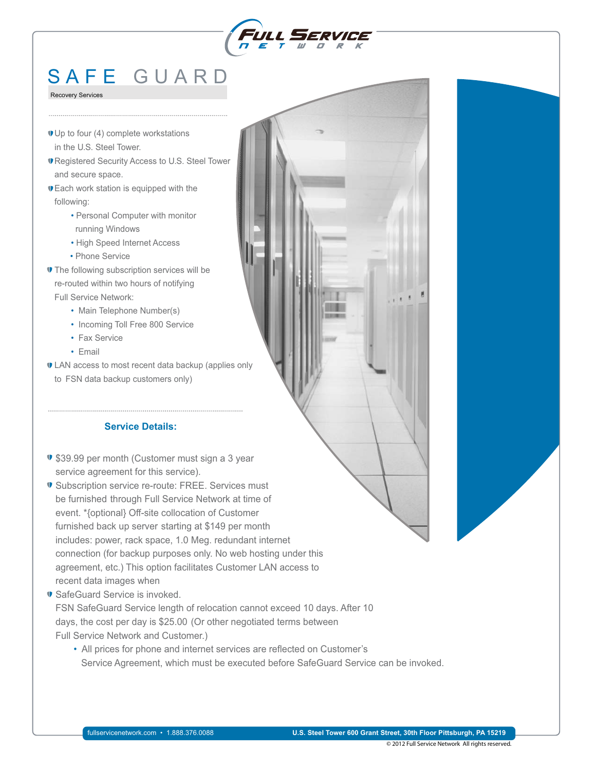# SAFE GUARD

Recovery Services

- Up to four (4) complete workstations in the U.S. Steel Tower.
- Registered Security Access to U.S. Steel Tower and secure space.
- Each work station is equipped with the following:
  - Personal Computer with monitor running Windows
  - High Speed Internet Access
  - Phone Service
- The following subscription services will be re-routed within two hours of notifying Full Service Network:
  - Main Telephone Number(s)
  - Incoming Toll Free 800 Service
  - Fax Service
  - Email
- LAN access to most recent data backup (applies only to FSN data backup customers only)

## Service Details:

- $39.99 per month (Customer must sign a 3 year service agreement for this service).
- Subscription service re-route: FREE. Services must be furnished through Full Service Network at time of event. *{optional} Off-site collocation of Customer furnished back up server starting at $149 per month includes: power, rack space, 1.0 Meg. redundant internet connection (for backup purposes only. No web hosting under this agreement, etc.) This option facilitates Customer LAN access to recent data images when
- SafeGuard Service is invoked.
  FSN SafeGuard Service length of relocation cannot exceed 10 days. After 10 days, the cost per day is $25.00 (Or other negotiated terms between Full Service Network and Customer.)
  - All prices for phone and internet services are reflected on Customer's Service Agreement, which must be executed before SafeGuard Service can be invoked.

fullservicenetwork.com • 1.888.376.0088 U.S. Steel Tower 600 Grant Street, 30th Floor Pittsburgh, PA 15219

© 2012 Full Service Network All rights reserved.